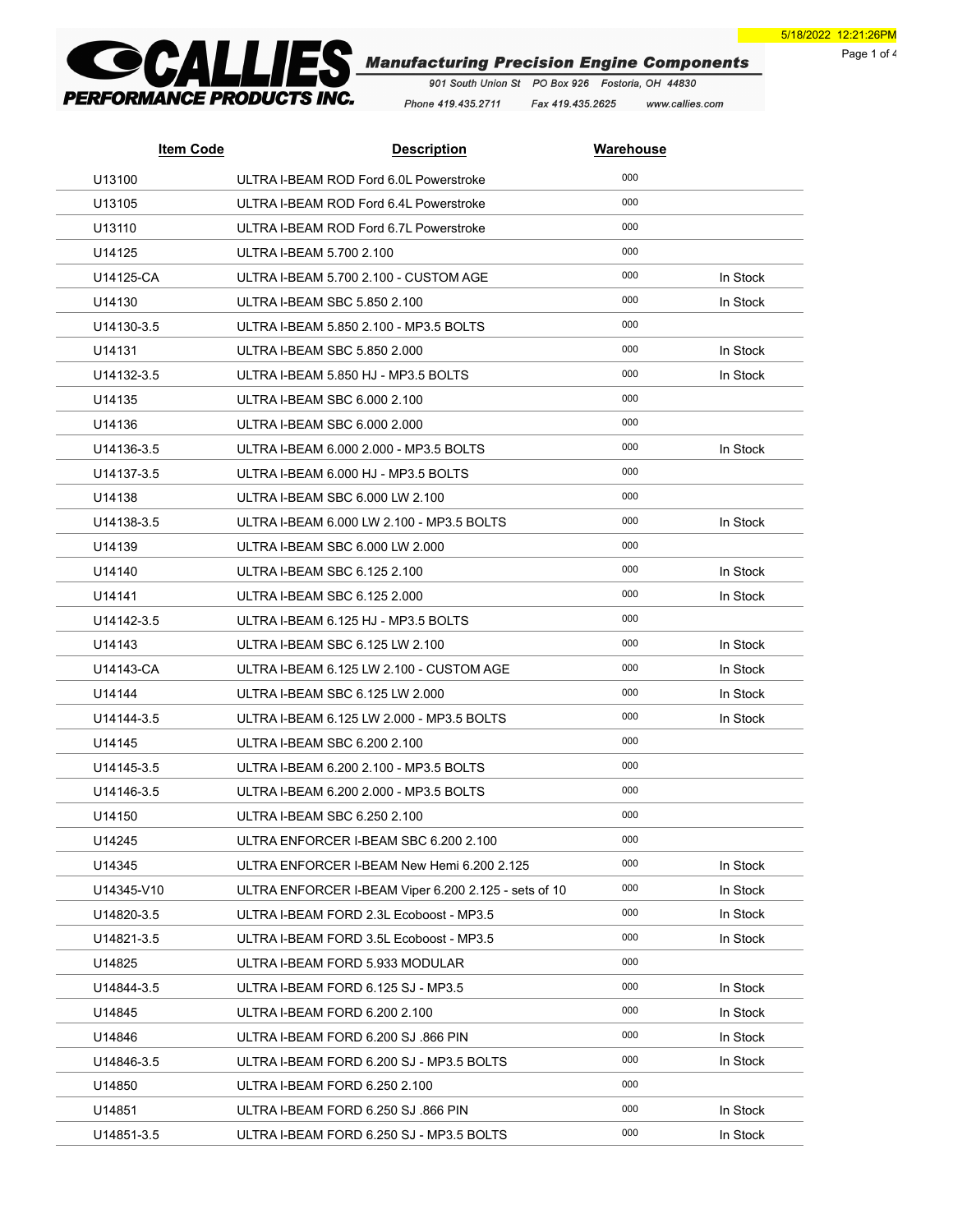**CALLIES PERFORMANCE PRODUCTS INC.**

***Manufacturing Precision Engine Components***

*901 South Union St PO Box 926 Fostoria, OH 44830*

*Phone 419.435.2711 Fax 419.435.2625 www.callies.com*

5/18/2022 12:21:26PM

| Item Code | Description | Warehouse | |
|---|---|---|---|
| U13100 | ULTRA I-BEAM ROD Ford 6.0L Powerstroke | 000 | |
| U13105 | ULTRA I-BEAM ROD Ford 6.4L Powerstroke | 000 | |
| U13110 | ULTRA I-BEAM ROD Ford 6.7L Powerstroke | 000 | |
| U14125 | ULTRA I-BEAM 5.700 2.100 | 000 | |
| U14125-CA | ULTRA I-BEAM 5.700 2.100 - CUSTOM AGE | 000 | In Stock |
| U14130 | ULTRA I-BEAM SBC 5.850 2.100 | 000 | In Stock |
| U14130-3.5 | ULTRA I-BEAM 5.850 2.100 - MP3.5 BOLTS | 000 | |
| U14131 | ULTRA I-BEAM SBC 5.850 2.000 | 000 | In Stock |
| U14132-3.5 | ULTRA I-BEAM 5.850 HJ - MP3.5 BOLTS | 000 | In Stock |
| U14135 | ULTRA I-BEAM SBC 6.000 2.100 | 000 | |
| U14136 | ULTRA I-BEAM SBC 6.000 2.000 | 000 | |
| U14136-3.5 | ULTRA I-BEAM 6.000 2.000 - MP3.5 BOLTS | 000 | In Stock |
| U14137-3.5 | ULTRA I-BEAM 6.000 HJ - MP3.5 BOLTS | 000 | |
| U14138 | ULTRA I-BEAM SBC 6.000 LW 2.100 | 000 | |
| U14138-3.5 | ULTRA I-BEAM 6.000 LW 2.100 - MP3.5 BOLTS | 000 | In Stock |
| U14139 | ULTRA I-BEAM SBC 6.000 LW 2.000 | 000 | |
| U14140 | ULTRA I-BEAM SBC 6.125 2.100 | 000 | In Stock |
| U14141 | ULTRA I-BEAM SBC 6.125 2.000 | 000 | In Stock |
| U14142-3.5 | ULTRA I-BEAM 6.125 HJ - MP3.5 BOLTS | 000 | |
| U14143 | ULTRA I-BEAM SBC 6.125 LW 2.100 | 000 | In Stock |
| U14143-CA | ULTRA I-BEAM 6.125 LW 2.100 - CUSTOM AGE | 000 | In Stock |
| U14144 | ULTRA I-BEAM SBC 6.125 LW 2.000 | 000 | In Stock |
| U14144-3.5 | ULTRA I-BEAM 6.125 LW 2.000 - MP3.5 BOLTS | 000 | In Stock |
| U14145 | ULTRA I-BEAM SBC 6.200 2.100 | 000 | |
| U14145-3.5 | ULTRA I-BEAM 6.200 2.100 - MP3.5 BOLTS | 000 | |
| U14146-3.5 | ULTRA I-BEAM 6.200 2.000 - MP3.5 BOLTS | 000 | |
| U14150 | ULTRA I-BEAM SBC 6.250 2.100 | 000 | |
| U14245 | ULTRA ENFORCER I-BEAM SBC 6.200 2.100 | 000 | |
| U14345 | ULTRA ENFORCER I-BEAM New Hemi 6.200 2.125 | 000 | In Stock |
| U14345-V10 | ULTRA ENFORCER I-BEAM Viper 6.200 2.125 - sets of 10 | 000 | In Stock |
| U14820-3.5 | ULTRA I-BEAM FORD 2.3L Ecoboost - MP3.5 | 000 | In Stock |
| U14821-3.5 | ULTRA I-BEAM FORD 3.5L Ecoboost - MP3.5 | 000 | In Stock |
| U14825 | ULTRA I-BEAM FORD 5.933 MODULAR | 000 | |
| U14844-3.5 | ULTRA I-BEAM FORD 6.125 SJ - MP3.5 | 000 | In Stock |
| U14845 | ULTRA I-BEAM FORD 6.200 2.100 | 000 | In Stock |
| U14846 | ULTRA I-BEAM FORD 6.200 SJ .866 PIN | 000 | In Stock |
| U14846-3.5 | ULTRA I-BEAM FORD 6.200 SJ - MP3.5 BOLTS | 000 | In Stock |
| U14850 | ULTRA I-BEAM FORD 6.250 2.100 | 000 | |
| U14851 | ULTRA I-BEAM FORD 6.250 SJ .866 PIN | 000 | In Stock |
| U14851-3.5 | ULTRA I-BEAM FORD 6.250 SJ - MP3.5 BOLTS | 000 | In Stock |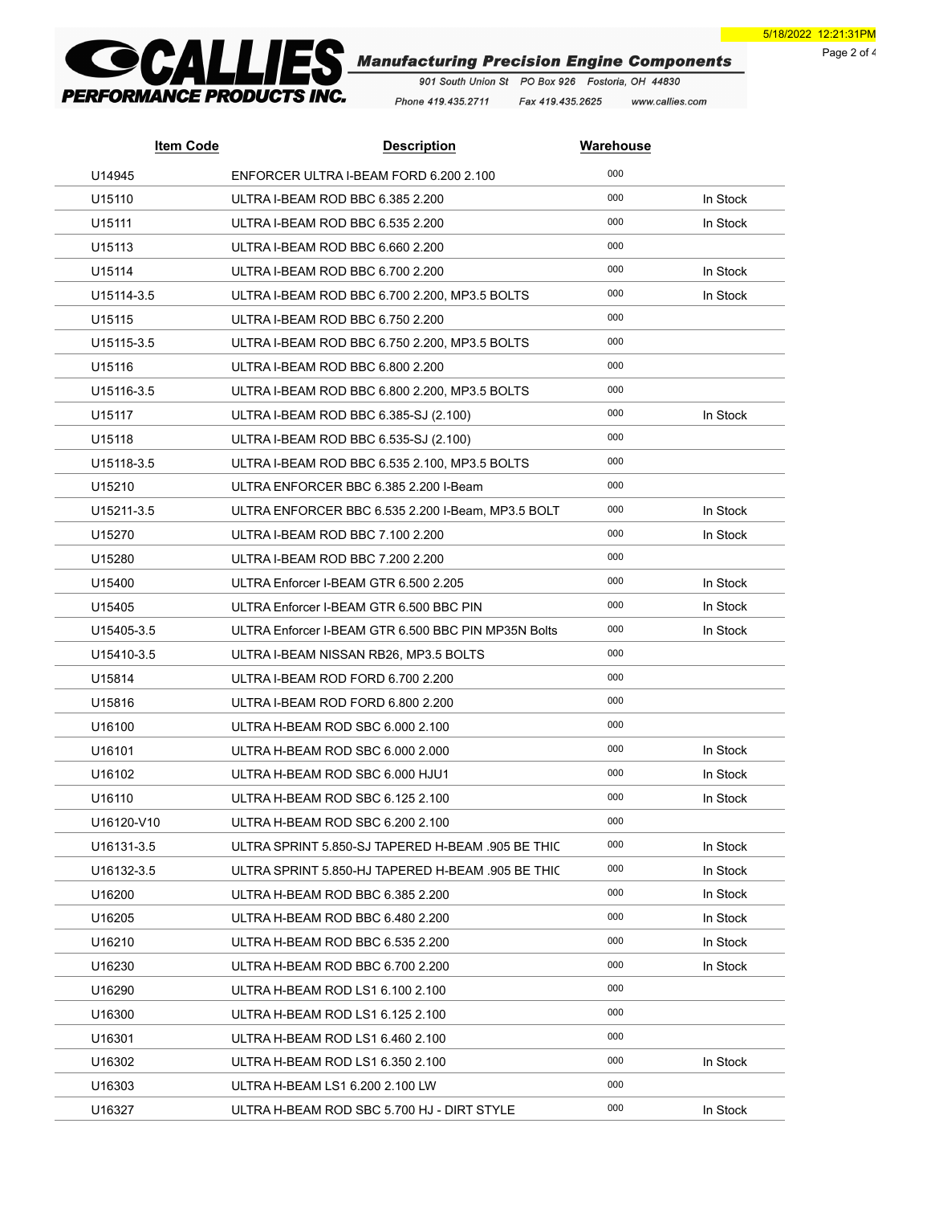# CALLIES PERFORMANCE PRODUCTS INC.

**Manufacturing Precision Engine Components**

901 South Union St PO Box 926 Fostoria, OH 44830

Phone 419.435.2711 Fax 419.435.2625 www.callies.com

| Item Code | Description | Warehouse | |
|---|---|---|---|
| U14945 | ENFORCER ULTRA I-BEAM FORD 6.200 2.100 | 000 | |
| U15110 | ULTRA I-BEAM ROD BBC 6.385 2.200 | 000 | In Stock |
| U15111 | ULTRA I-BEAM ROD BBC 6.535 2.200 | 000 | In Stock |
| U15113 | ULTRA I-BEAM ROD BBC 6.660 2.200 | 000 | |
| U15114 | ULTRA I-BEAM ROD BBC 6.700 2.200 | 000 | In Stock |
| U15114-3.5 | ULTRA I-BEAM ROD BBC 6.700 2.200, MP3.5 BOLTS | 000 | In Stock |
| U15115 | ULTRA I-BEAM ROD BBC 6.750 2.200 | 000 | |
| U15115-3.5 | ULTRA I-BEAM ROD BBC 6.750 2.200, MP3.5 BOLTS | 000 | |
| U15116 | ULTRA I-BEAM ROD BBC 6.800 2.200 | 000 | |
| U15116-3.5 | ULTRA I-BEAM ROD BBC 6.800 2.200, MP3.5 BOLTS | 000 | |
| U15117 | ULTRA I-BEAM ROD BBC 6.385-SJ (2.100) | 000 | In Stock |
| U15118 | ULTRA I-BEAM ROD BBC 6.535-SJ (2.100) | 000 | |
| U15118-3.5 | ULTRA I-BEAM ROD BBC 6.535 2.100, MP3.5 BOLTS | 000 | |
| U15210 | ULTRA ENFORCER BBC 6.385 2.200 I-Beam | 000 | |
| U15211-3.5 | ULTRA ENFORCER BBC 6.535 2.200 I-Beam, MP3.5 BOLT | 000 | In Stock |
| U15270 | ULTRA I-BEAM ROD BBC 7.100 2.200 | 000 | In Stock |
| U15280 | ULTRA I-BEAM ROD BBC 7.200 2.200 | 000 | |
| U15400 | ULTRA Enforcer I-BEAM GTR 6.500 2.205 | 000 | In Stock |
| U15405 | ULTRA Enforcer I-BEAM GTR 6.500 BBC PIN | 000 | In Stock |
| U15405-3.5 | ULTRA Enforcer I-BEAM GTR 6.500 BBC PIN MP35N Bolts | 000 | In Stock |
| U15410-3.5 | ULTRA I-BEAM NISSAN RB26, MP3.5 BOLTS | 000 | |
| U15814 | ULTRA I-BEAM ROD FORD 6.700 2.200 | 000 | |
| U15816 | ULTRA I-BEAM ROD FORD 6.800 2.200 | 000 | |
| U16100 | ULTRA H-BEAM ROD SBC 6.000 2.100 | 000 | |
| U16101 | ULTRA H-BEAM ROD SBC 6.000 2.000 | 000 | In Stock |
| U16102 | ULTRA H-BEAM ROD SBC 6.000 HJU1 | 000 | In Stock |
| U16110 | ULTRA H-BEAM ROD SBC 6.125 2.100 | 000 | In Stock |
| U16120-V10 | ULTRA H-BEAM ROD SBC 6.200 2.100 | 000 | |
| U16131-3.5 | ULTRA SPRINT 5.850-SJ TAPERED H-BEAM .905 BE THIC | 000 | In Stock |
| U16132-3.5 | ULTRA SPRINT 5.850-HJ TAPERED H-BEAM .905 BE THIC | 000 | In Stock |
| U16200 | ULTRA H-BEAM ROD BBC 6.385 2.200 | 000 | In Stock |
| U16205 | ULTRA H-BEAM ROD BBC 6.480 2.200 | 000 | In Stock |
| U16210 | ULTRA H-BEAM ROD BBC 6.535 2.200 | 000 | In Stock |
| U16230 | ULTRA H-BEAM ROD BBC 6.700 2.200 | 000 | In Stock |
| U16290 | ULTRA H-BEAM ROD LS1 6.100 2.100 | 000 | |
| U16300 | ULTRA H-BEAM ROD LS1 6.125 2.100 | 000 | |
| U16301 | ULTRA H-BEAM ROD LS1 6.460 2.100 | 000 | |
| U16302 | ULTRA H-BEAM ROD LS1 6.350 2.100 | 000 | In Stock |
| U16303 | ULTRA H-BEAM LS1 6.200 2.100 LW | 000 | |
| U16327 | ULTRA H-BEAM ROD SBC 5.700 HJ - DIRT STYLE | 000 | In Stock |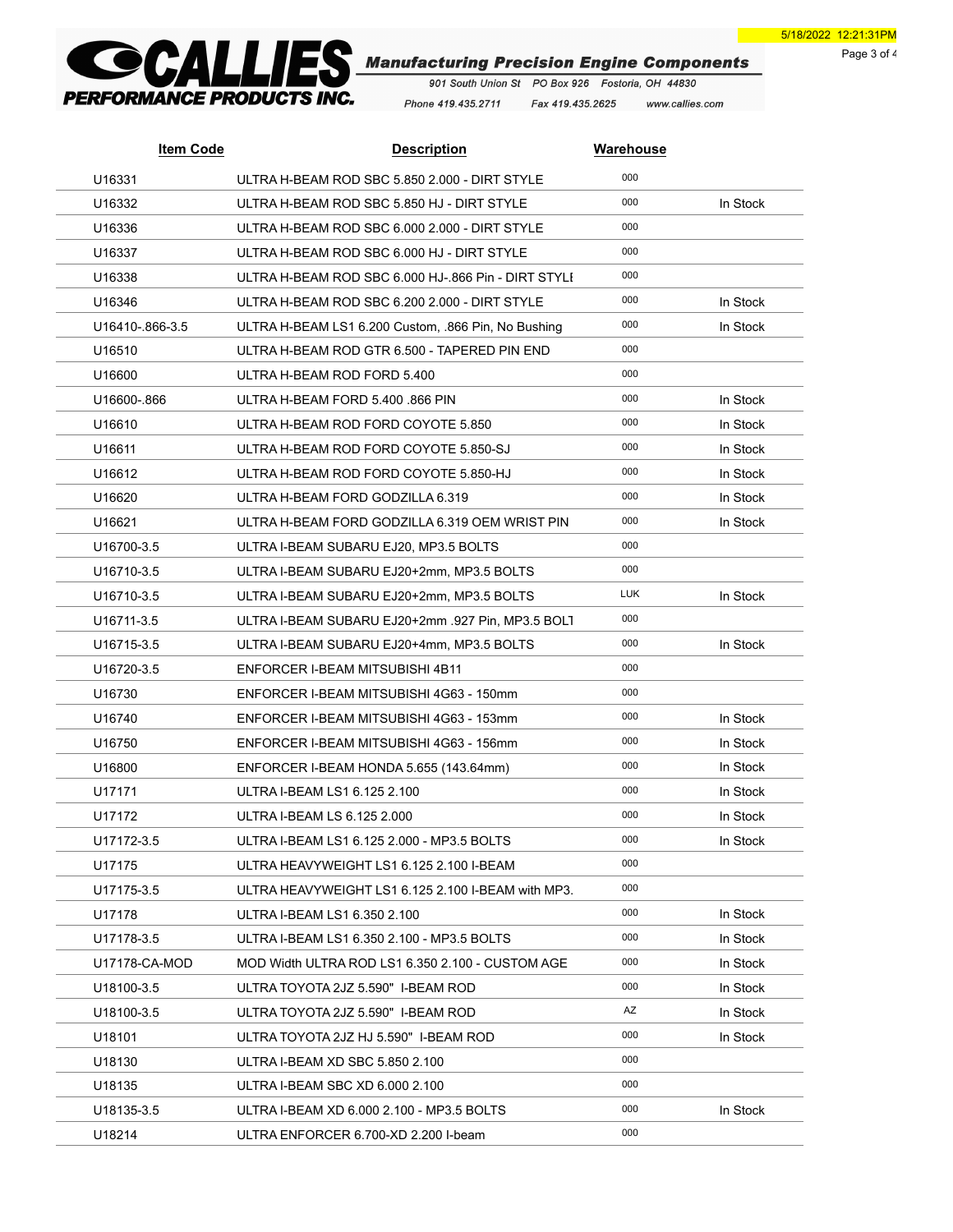**CALLIES PERFORMANCE PRODUCTS INC.**

*Manufacturing Precision Engine Components*

901 South Union St PO Box 926 Fostoria, OH 44830

Phone 419.435.2711 Fax 419.435.2625 www.callies.com

5/18/2022 12:21:31PM

| Item Code | Description | Warehouse | |
|---|---|---|---|
| U16331 | ULTRA H-BEAM ROD SBC 5.850 2.000 - DIRT STYLE | 000 | |
| U16332 | ULTRA H-BEAM ROD SBC 5.850 HJ - DIRT STYLE | 000 | In Stock |
| U16336 | ULTRA H-BEAM ROD SBC 6.000 2.000 - DIRT STYLE | 000 | |
| U16337 | ULTRA H-BEAM ROD SBC 6.000 HJ - DIRT STYLE | 000 | |
| U16338 | ULTRA H-BEAM ROD SBC 6.000 HJ-.866 Pin - DIRT STYLI | 000 | |
| U16346 | ULTRA H-BEAM ROD SBC 6.200 2.000 - DIRT STYLE | 000 | In Stock |
| U16410-.866-3.5 | ULTRA H-BEAM LS1 6.200 Custom, .866 Pin, No Bushing | 000 | In Stock |
| U16510 | ULTRA H-BEAM ROD GTR 6.500 - TAPERED PIN END | 000 | |
| U16600 | ULTRA H-BEAM ROD FORD 5.400 | 000 | |
| U16600-.866 | ULTRA H-BEAM FORD 5.400 .866 PIN | 000 | In Stock |
| U16610 | ULTRA H-BEAM ROD FORD COYOTE 5.850 | 000 | In Stock |
| U16611 | ULTRA H-BEAM ROD FORD COYOTE 5.850-SJ | 000 | In Stock |
| U16612 | ULTRA H-BEAM ROD FORD COYOTE 5.850-HJ | 000 | In Stock |
| U16620 | ULTRA H-BEAM FORD GODZILLA 6.319 | 000 | In Stock |
| U16621 | ULTRA H-BEAM FORD GODZILLA 6.319 OEM WRIST PIN | 000 | In Stock |
| U16700-3.5 | ULTRA I-BEAM SUBARU EJ20, MP3.5 BOLTS | 000 | |
| U16710-3.5 | ULTRA I-BEAM SUBARU EJ20+2mm, MP3.5 BOLTS | 000 | |
| U16710-3.5 | ULTRA I-BEAM SUBARU EJ20+2mm, MP3.5 BOLTS | LUK | In Stock |
| U16711-3.5 | ULTRA I-BEAM SUBARU EJ20+2mm .927 Pin, MP3.5 BOLT | 000 | |
| U16715-3.5 | ULTRA I-BEAM SUBARU EJ20+4mm, MP3.5 BOLTS | 000 | In Stock |
| U16720-3.5 | ENFORCER I-BEAM MITSUBISHI 4B11 | 000 | |
| U16730 | ENFORCER I-BEAM MITSUBISHI 4G63 - 150mm | 000 | |
| U16740 | ENFORCER I-BEAM MITSUBISHI 4G63 - 153mm | 000 | In Stock |
| U16750 | ENFORCER I-BEAM MITSUBISHI 4G63 - 156mm | 000 | In Stock |
| U16800 | ENFORCER I-BEAM HONDA 5.655 (143.64mm) | 000 | In Stock |
| U17171 | ULTRA I-BEAM LS1 6.125 2.100 | 000 | In Stock |
| U17172 | ULTRA I-BEAM LS 6.125 2.000 | 000 | In Stock |
| U17172-3.5 | ULTRA I-BEAM LS1 6.125 2.000 - MP3.5 BOLTS | 000 | In Stock |
| U17175 | ULTRA HEAVYWEIGHT LS1 6.125 2.100 I-BEAM | 000 | |
| U17175-3.5 | ULTRA HEAVYWEIGHT LS1 6.125 2.100 I-BEAM with MP3. | 000 | |
| U17178 | ULTRA I-BEAM LS1 6.350 2.100 | 000 | In Stock |
| U17178-3.5 | ULTRA I-BEAM LS1 6.350 2.100 - MP3.5 BOLTS | 000 | In Stock |
| U17178-CA-MOD | MOD Width ULTRA ROD LS1 6.350 2.100 - CUSTOM AGE | 000 | In Stock |
| U18100-3.5 | ULTRA TOYOTA 2JZ 5.590" I-BEAM ROD | 000 | In Stock |
| U18100-3.5 | ULTRA TOYOTA 2JZ 5.590" I-BEAM ROD | AZ | In Stock |
| U18101 | ULTRA TOYOTA 2JZ HJ 5.590" I-BEAM ROD | 000 | In Stock |
| U18130 | ULTRA I-BEAM XD SBC 5.850 2.100 | 000 | |
| U18135 | ULTRA I-BEAM SBC XD 6.000 2.100 | 000 | |
| U18135-3.5 | ULTRA I-BEAM XD 6.000 2.100 - MP3.5 BOLTS | 000 | In Stock |
| U18214 | ULTRA ENFORCER 6.700-XD 2.200 I-beam | 000 | |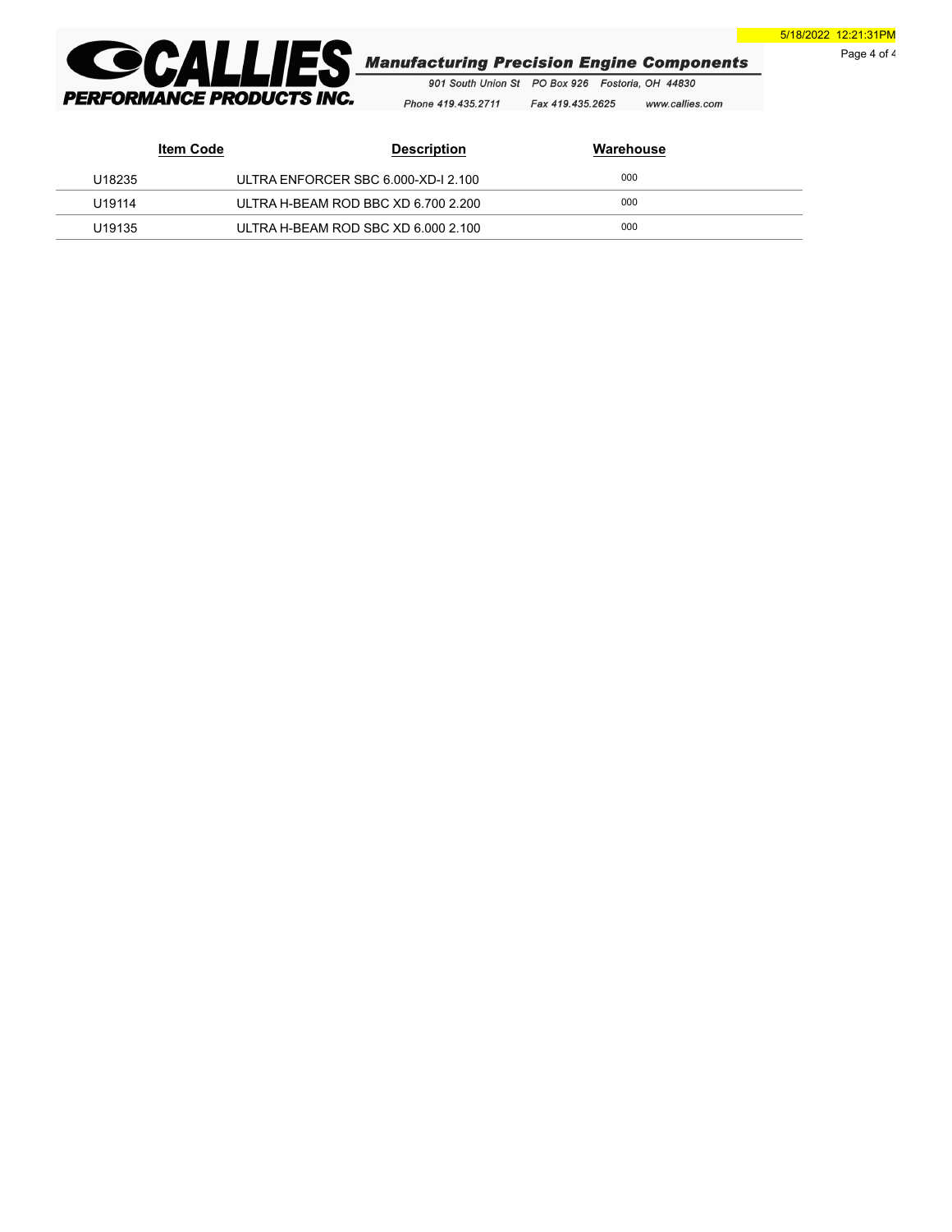| Item Code | Description | Warehouse |
| --- | --- | --- |
| U18235 | ULTRA ENFORCER SBC 6.000-XD-I 2.100 | 000 |
| U19114 | ULTRA H-BEAM ROD BBC XD 6.700 2.200 | 000 |
| U19135 | ULTRA H-BEAM ROD SBC XD 6.000 2.100 | 000 |